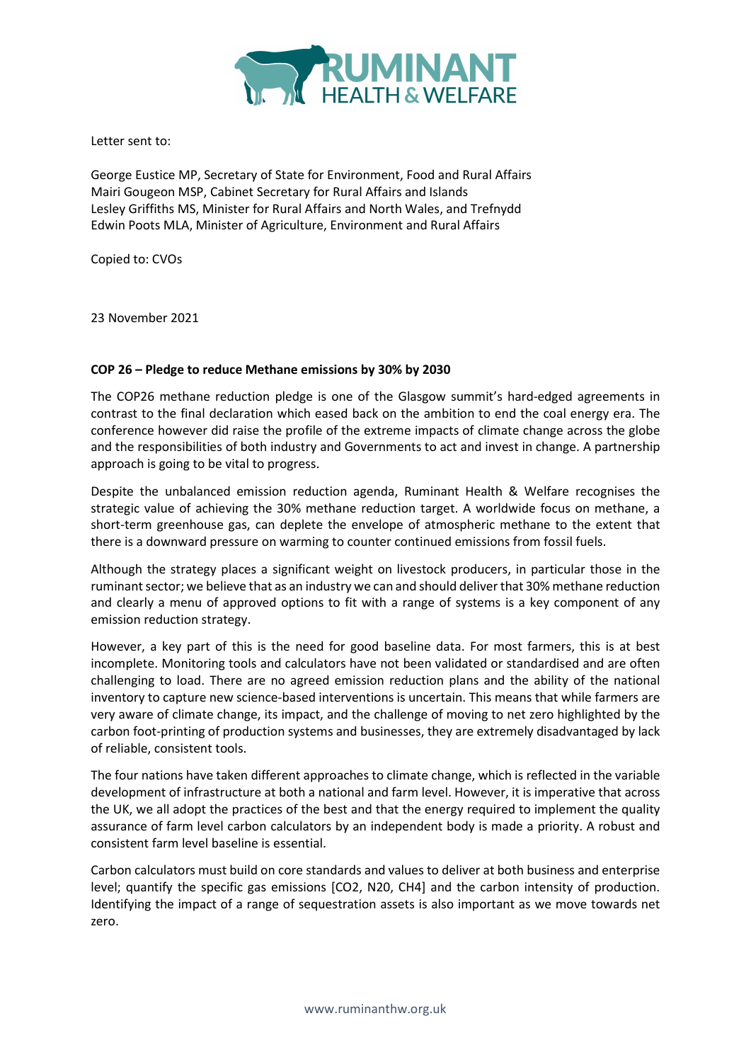Letter sent to:

George Eustice MP, Secretary of State for Environment, Food and Rural Affairs
Mairi Gougeon MSP, Cabinet Secretary for Rural Affairs and Islands
Lesley Griffiths MS, Minister for Rural Affairs and North Wales, and Trefnydd
Edwin Poots MLA, Minister of Agriculture, Environment and Rural Affairs

Copied to: CVOs

23 November 2021

**COP 26 – Pledge to reduce Methane emissions by 30% by 2030**

The COP26 methane reduction pledge is one of the Glasgow summit's hard-edged agreements in contrast to the final declaration which eased back on the ambition to end the coal energy era. The conference however did raise the profile of the extreme impacts of climate change across the globe and the responsibilities of both industry and Governments to act and invest in change. A partnership approach is going to be vital to progress.

Despite the unbalanced emission reduction agenda, Ruminant Health & Welfare recognises the strategic value of achieving the 30% methane reduction target. A worldwide focus on methane, a short-term greenhouse gas, can deplete the envelope of atmospheric methane to the extent that there is a downward pressure on warming to counter continued emissions from fossil fuels.

Although the strategy places a significant weight on livestock producers, in particular those in the ruminant sector; we believe that as an industry we can and should deliver that 30% methane reduction and clearly a menu of approved options to fit with a range of systems is a key component of any emission reduction strategy.

However, a key part of this is the need for good baseline data. For most farmers, this is at best incomplete. Monitoring tools and calculators have not been validated or standardised and are often challenging to load. There are no agreed emission reduction plans and the ability of the national inventory to capture new science-based interventions is uncertain. This means that while farmers are very aware of climate change, its impact, and the challenge of moving to net zero highlighted by the carbon foot-printing of production systems and businesses, they are extremely disadvantaged by lack of reliable, consistent tools.

The four nations have taken different approaches to climate change, which is reflected in the variable development of infrastructure at both a national and farm level. However, it is imperative that across the UK, we all adopt the practices of the best and that the energy required to implement the quality assurance of farm level carbon calculators by an independent body is made a priority. A robust and consistent farm level baseline is essential.

Carbon calculators must build on core standards and values to deliver at both business and enterprise level; quantify the specific gas emissions [$CO_2$, $N_2O$, $CH_4$] and the carbon intensity of production. Identifying the impact of a range of sequestration assets is also important as we move towards net zero.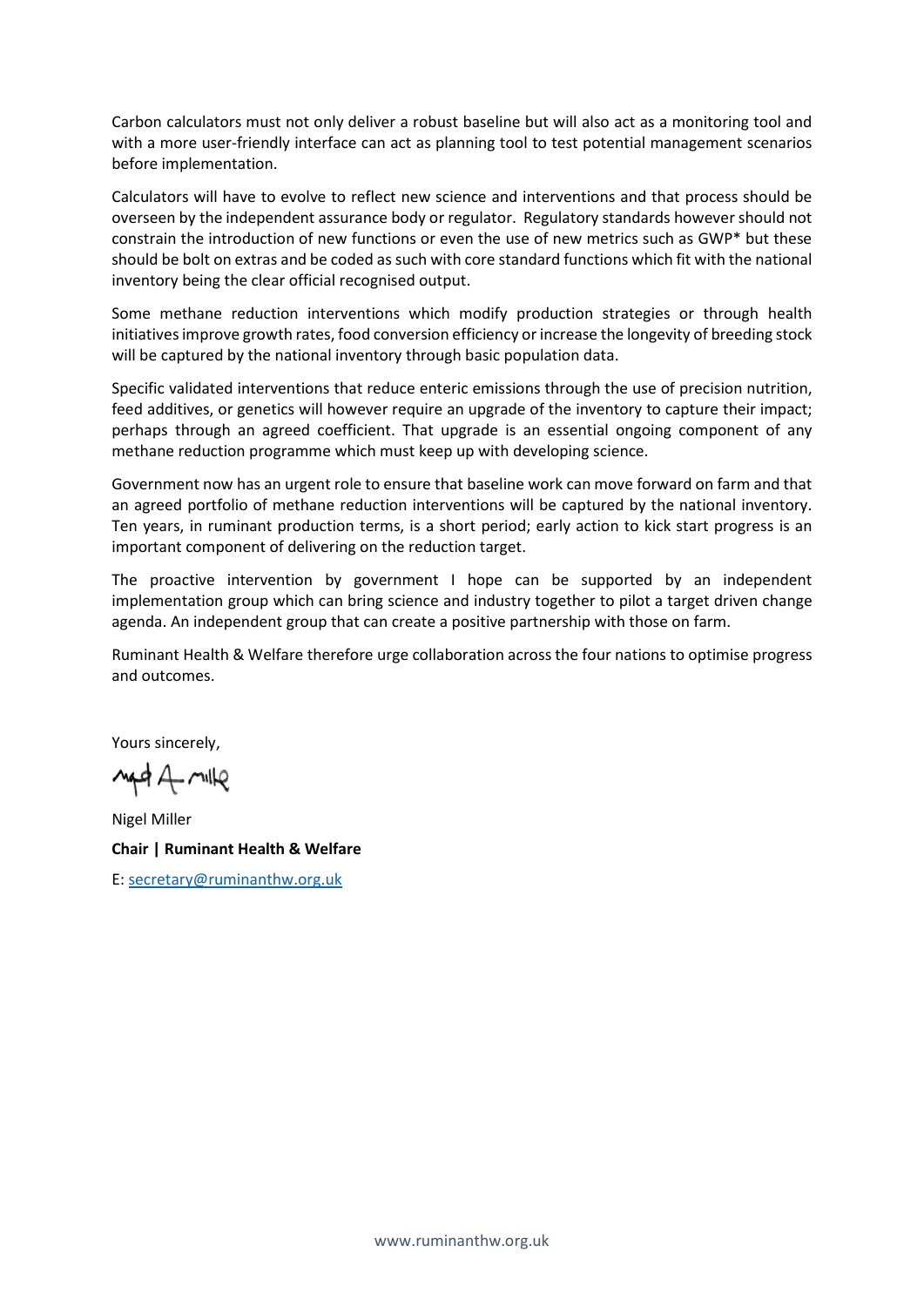Carbon calculators must not only deliver a robust baseline but will also act as a monitoring tool and with a more user-friendly interface can act as planning tool to test potential management scenarios before implementation.

Calculators will have to evolve to reflect new science and interventions and that process should be overseen by the independent assurance body or regulator. Regulatory standards however should not constrain the introduction of new functions or even the use of new metrics such as GWP* but these should be bolt on extras and be coded as such with core standard functions which fit with the national inventory being the clear official recognised output.

Some methane reduction interventions which modify production strategies or through health initiatives improve growth rates, food conversion efficiency or increase the longevity of breeding stock will be captured by the national inventory through basic population data.

Specific validated interventions that reduce enteric emissions through the use of precision nutrition, feed additives, or genetics will however require an upgrade of the inventory to capture their impact; perhaps through an agreed coefficient. That upgrade is an essential ongoing component of any methane reduction programme which must keep up with developing science.

Government now has an urgent role to ensure that baseline work can move forward on farm and that an agreed portfolio of methane reduction interventions will be captured by the national inventory. Ten years, in ruminant production terms, is a short period; early action to kick start progress is an important component of delivering on the reduction target.

The proactive intervention by government I hope can be supported by an independent implementation group which can bring science and industry together to pilot a target driven change agenda. An independent group that can create a positive partnership with those on farm.

Ruminant Health & Welfare therefore urge collaboration across the four nations to optimise progress and outcomes.

Yours sincerely,

Nigel Miller

**Chair | Ruminant Health & Welfare**

E: secretary@ruminanthw.org.uk